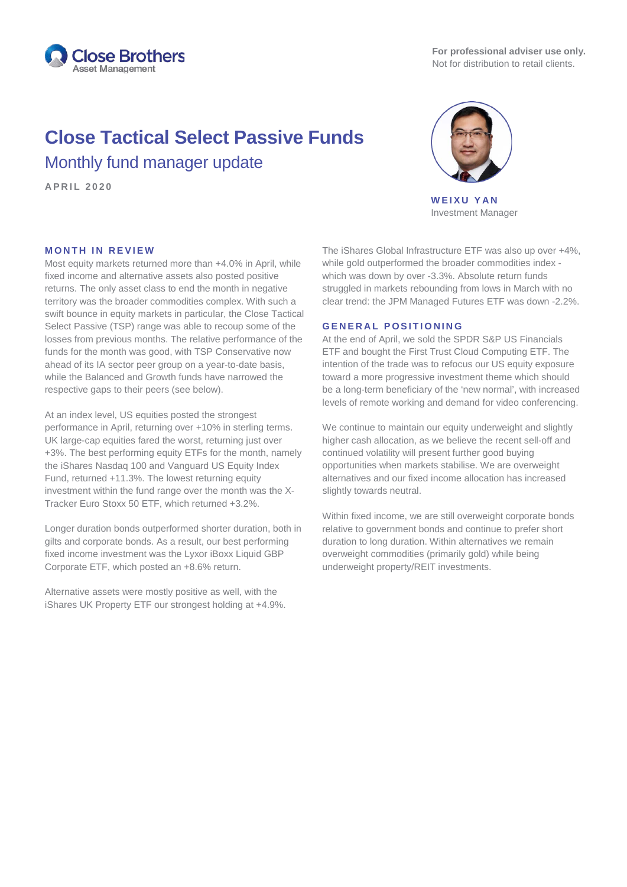Close Brothers Asset Management

**For professional adviser use only.**
Not for distribution to retail clients.

# Close Tactical Select Passive Funds

## Monthly fund manager update

**APRIL 2020**

**WEIXU YAN**
Investment Manager

### MONTH IN REVIEW

Most equity markets returned more than +4.0% in April, while fixed income and alternative assets also posted positive returns. The only asset class to end the month in negative territory was the broader commodities complex. With such a swift bounce in equity markets in particular, the Close Tactical Select Passive (TSP) range was able to recoup some of the losses from previous months. The relative performance of the funds for the month was good, with TSP Conservative now ahead of its IA sector peer group on a year-to-date basis, while the Balanced and Growth funds have narrowed the respective gaps to their peers (see below).

At an index level, US equities posted the strongest performance in April, returning over +10% in sterling terms. UK large-cap equities fared the worst, returning just over +3%. The best performing equity ETFs for the month, namely the iShares Nasdaq 100 and Vanguard US Equity Index Fund, returned +11.3%. The lowest returning equity investment within the fund range over the month was the X-Tracker Euro Stoxx 50 ETF, which returned +3.2%.

Longer duration bonds outperformed shorter duration, both in gilts and corporate bonds. As a result, our best performing fixed income investment was the Lyxor iBoxx Liquid GBP Corporate ETF, which posted an +8.6% return.

Alternative assets were mostly positive as well, with the iShares UK Property ETF our strongest holding at +4.9%. The iShares Global Infrastructure ETF was also up over +4%, while gold outperformed the broader commodities index - which was down by over -3.3%. Absolute return funds struggled in markets rebounding from lows in March with no clear trend: the JPM Managed Futures ETF was down -2.2%.

### GENERAL POSITIONING

At the end of April, we sold the SPDR S&P US Financials ETF and bought the First Trust Cloud Computing ETF. The intention of the trade was to refocus our US equity exposure toward a more progressive investment theme which should be a long-term beneficiary of the 'new normal', with increased levels of remote working and demand for video conferencing.

We continue to maintain our equity underweight and slightly higher cash allocation, as we believe the recent sell-off and continued volatility will present further good buying opportunities when markets stabilise. We are overweight alternatives and our fixed income allocation has increased slightly towards neutral.

Within fixed income, we are still overweight corporate bonds relative to government bonds and continue to prefer short duration to long duration. Within alternatives we remain overweight commodities (primarily gold) while being underweight property/REIT investments.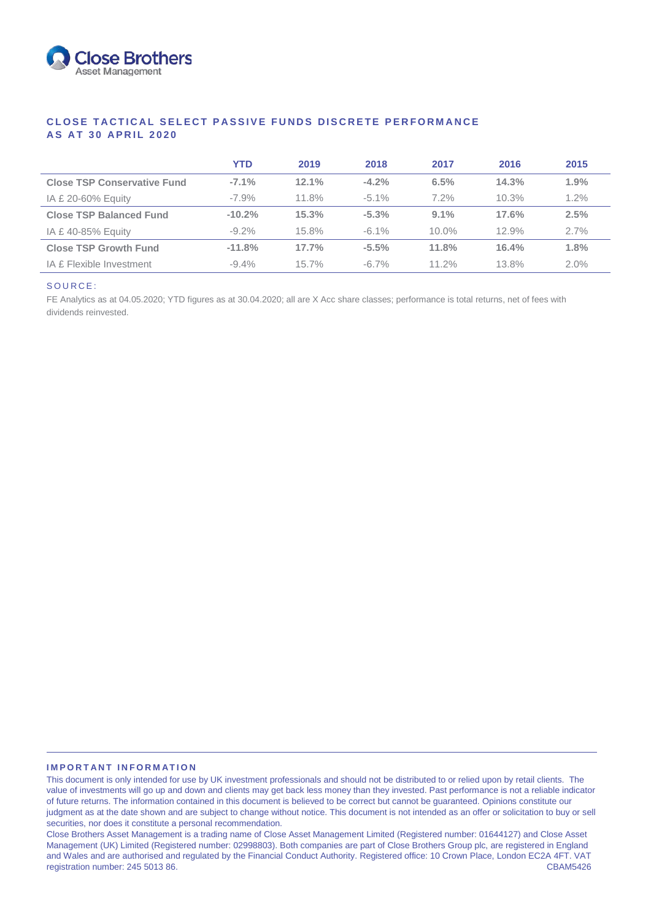Close Brothers
Asset Management

## CLOSE TACTICAL SELECT PASSIVE FUNDS DISCRETE PERFORMANCE AS AT 30 APRIL 2020

| | YTD | 2019 | 2018 | 2017 | 2016 | 2015 |
|---|---|---|---|---|---|---|
| **Close TSP Conservative Fund** | **-7.1%** | **12.1%** | **-4.2%** | **6.5%** | **14.3%** | **1.9%** |
| IA £ 20-60% Equity | -7.9% | 11.8% | -5.1% | 7.2% | 10.3% | 1.2% |
| **Close TSP Balanced Fund** | **-10.2%** | **15.3%** | **-5.3%** | **9.1%** | **17.6%** | **2.5%** |
| IA £ 40-85% Equity | -9.2% | 15.8% | -6.1% | 10.0% | 12.9% | 2.7% |
| **Close TSP Growth Fund** | **-11.8%** | **17.7%** | **-5.5%** | **11.8%** | **16.4%** | **1.8%** |
| IA £ Flexible Investment | -9.4% | 15.7% | -6.7% | 11.2% | 13.8% | 2.0% |

SOURCE:

FE Analytics as at 04.05.2020; YTD figures as at 30.04.2020; all are X Acc share classes; performance is total returns, net of fees with dividends reinvested.

### IMPORTANT INFORMATION

This document is only intended for use by UK investment professionals and should not be distributed to or relied upon by retail clients. The value of investments will go up and down and clients may get back less money than they invested. Past performance is not a reliable indicator of future returns. The information contained in this document is believed to be correct but cannot be guaranteed. Opinions constitute our judgment as at the date shown and are subject to change without notice. This document is not intended as an offer or solicitation to buy or sell securities, nor does it constitute a personal recommendation.

Close Brothers Asset Management is a trading name of Close Asset Management Limited (Registered number: 01644127) and Close Asset Management (UK) Limited (Registered number: 02998803). Both companies are part of Close Brothers Group plc, are registered in England and Wales and are authorised and regulated by the Financial Conduct Authority. Registered office: 10 Crown Place, London EC2A 4FT. VAT registration number: 245 5013 86. CBAM5426